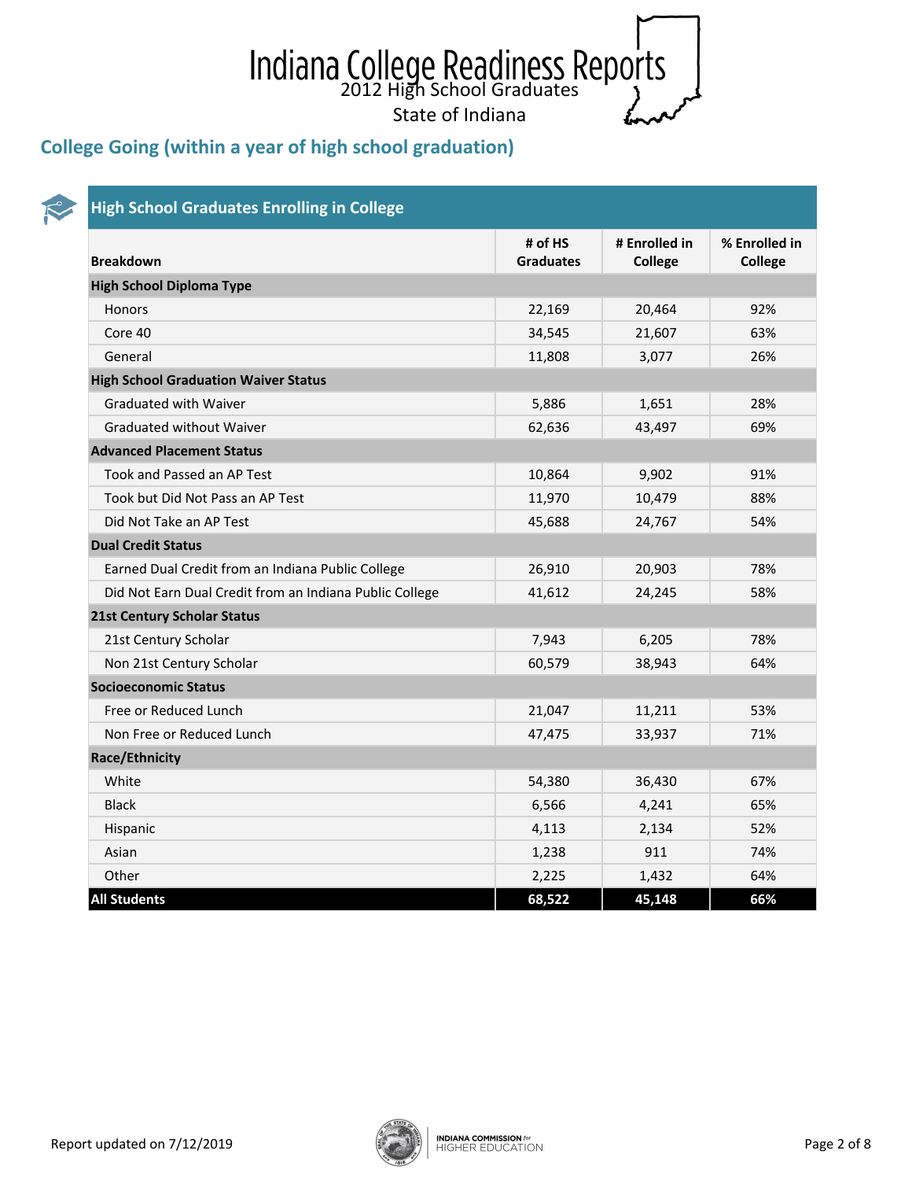# Indiana College Readiness Reports

2012 High School Graduates

State of Indiana

## College Going (within a year of high school graduation)

### High School Graduates Enrolling in College

| Breakdown | # of HS Graduates | # Enrolled in College | % Enrolled in College |
|---|---|---|---|
| **High School Diploma Type** | | | |
| Honors | 22,169 | 20,464 | 92% |
| Core 40 | 34,545 | 21,607 | 63% |
| General | 11,808 | 3,077 | 26% |
| **High School Graduation Waiver Status** | | | |
| Graduated with Waiver | 5,886 | 1,651 | 28% |
| Graduated without Waiver | 62,636 | 43,497 | 69% |
| **Advanced Placement Status** | | | |
| Took and Passed an AP Test | 10,864 | 9,902 | 91% |
| Took but Did Not Pass an AP Test | 11,970 | 10,479 | 88% |
| Did Not Take an AP Test | 45,688 | 24,767 | 54% |
| **Dual Credit Status** | | | |
| Earned Dual Credit from an Indiana Public College | 26,910 | 20,903 | 78% |
| Did Not Earn Dual Credit from an Indiana Public College | 41,612 | 24,245 | 58% |
| **21st Century Scholar Status** | | | |
| 21st Century Scholar | 7,943 | 6,205 | 78% |
| Non 21st Century Scholar | 60,579 | 38,943 | 64% |
| **Socioeconomic Status** | | | |
| Free or Reduced Lunch | 21,047 | 11,211 | 53% |
| Non Free or Reduced Lunch | 47,475 | 33,937 | 71% |
| **Race/Ethnicity** | | | |
| White | 54,380 | 36,430 | 67% |
| Black | 6,566 | 4,241 | 65% |
| Hispanic | 4,113 | 2,134 | 52% |
| Asian | 1,238 | 911 | 74% |
| Other | 2,225 | 1,432 | 64% |
| **All Students** | **68,522** | **45,148** | **66%** |

Report updated on 7/12/2019

INDIANA COMMISSION for HIGHER EDUCATION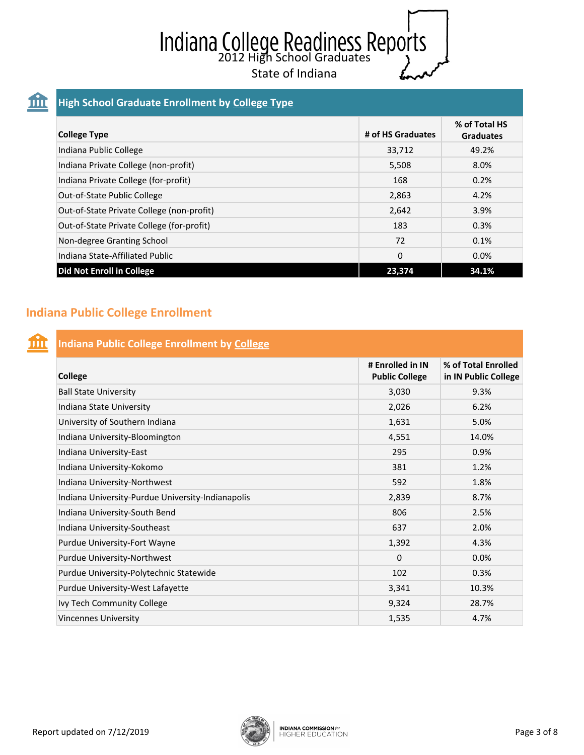# Indiana College Readiness Reports

2012 High School Graduates

State of Indiana

## High School Graduate Enrollment by College Type

| College Type | # of HS Graduates | % of Total HS Graduates |
|---|---|---|
| Indiana Public College | 33,712 | 49.2% |
| Indiana Private College (non-profit) | 5,508 | 8.0% |
| Indiana Private College (for-profit) | 168 | 0.2% |
| Out-of-State Public College | 2,863 | 4.2% |
| Out-of-State Private College (non-profit) | 2,642 | 3.9% |
| Out-of-State Private College (for-profit) | 183 | 0.3% |
| Non-degree Granting School | 72 | 0.1% |
| Indiana State-Affiliated Public | 0 | 0.0% |
| **Did Not Enroll in College** | **23,374** | **34.1%** |

## Indiana Public College Enrollment

### Indiana Public College Enrollment by College

| College | # Enrolled in IN Public College | % of Total Enrolled in IN Public College |
|---|---|---|
| Ball State University | 3,030 | 9.3% |
| Indiana State University | 2,026 | 6.2% |
| University of Southern Indiana | 1,631 | 5.0% |
| Indiana University-Bloomington | 4,551 | 14.0% |
| Indiana University-East | 295 | 0.9% |
| Indiana University-Kokomo | 381 | 1.2% |
| Indiana University-Northwest | 592 | 1.8% |
| Indiana University-Purdue University-Indianapolis | 2,839 | 8.7% |
| Indiana University-South Bend | 806 | 2.5% |
| Indiana University-Southeast | 637 | 2.0% |
| Purdue University-Fort Wayne | 1,392 | 4.3% |
| Purdue University-Northwest | 0 | 0.0% |
| Purdue University-Polytechnic Statewide | 102 | 0.3% |
| Purdue University-West Lafayette | 3,341 | 10.3% |
| Ivy Tech Community College | 9,324 | 28.7% |
| Vincennes University | 1,535 | 4.7% |

Report updated on 7/12/2019

INDIANA COMMISSION for HIGHER EDUCATION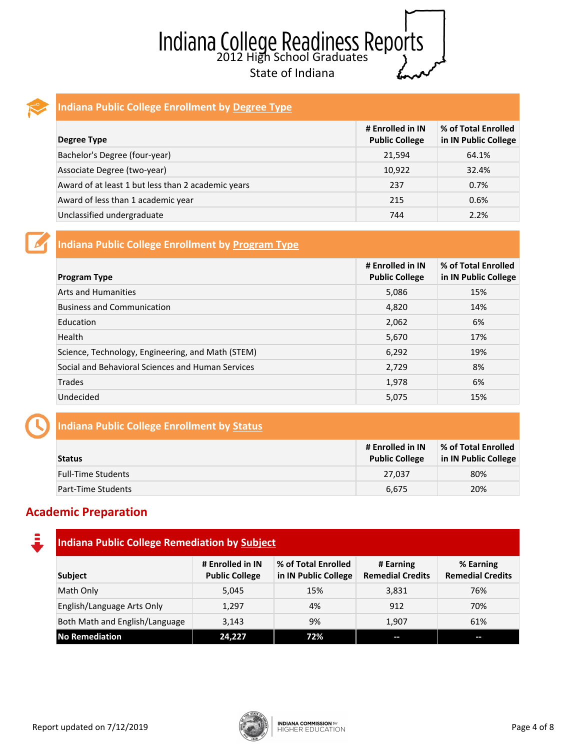# Indiana College Readiness Reports

2012 High School Graduates

State of Indiana

## Indiana Public College Enrollment by Degree Type

| Degree Type | # Enrolled in IN Public College | % of Total Enrolled in IN Public College |
|---|---|---|
| Bachelor's Degree (four-year) | 21,594 | 64.1% |
| Associate Degree (two-year) | 10,922 | 32.4% |
| Award of at least 1 but less than 2 academic years | 237 | 0.7% |
| Award of less than 1 academic year | 215 | 0.6% |
| Unclassified undergraduate | 744 | 2.2% |

## Indiana Public College Enrollment by Program Type

| Program Type | # Enrolled in IN Public College | % of Total Enrolled in IN Public College |
|---|---|---|
| Arts and Humanities | 5,086 | 15% |
| Business and Communication | 4,820 | 14% |
| Education | 2,062 | 6% |
| Health | 5,670 | 17% |
| Science, Technology, Engineering, and Math (STEM) | 6,292 | 19% |
| Social and Behavioral Sciences and Human Services | 2,729 | 8% |
| Trades | 1,978 | 6% |
| Undecided | 5,075 | 15% |

## Indiana Public College Enrollment by Status

| Status | # Enrolled in IN Public College | % of Total Enrolled in IN Public College |
|---|---|---|
| Full-Time Students | 27,037 | 80% |
| Part-Time Students | 6,675 | 20% |

## Academic Preparation

### Indiana Public College Remediation by Subject

| Subject | # Enrolled in IN Public College | % of Total Enrolled in IN Public College | # Earning Remedial Credits | % Earning Remedial Credits |
|---|---|---|---|---|
| Math Only | 5,045 | 15% | 3,831 | 76% |
| English/Language Arts Only | 1,297 | 4% | 912 | 70% |
| Both Math and English/Language | 3,143 | 9% | 1,907 | 61% |
| **No Remediation** | **24,227** | **72%** | **--** | **--** |

Report updated on 7/12/2019

INDIANA COMMISSION for HIGHER EDUCATION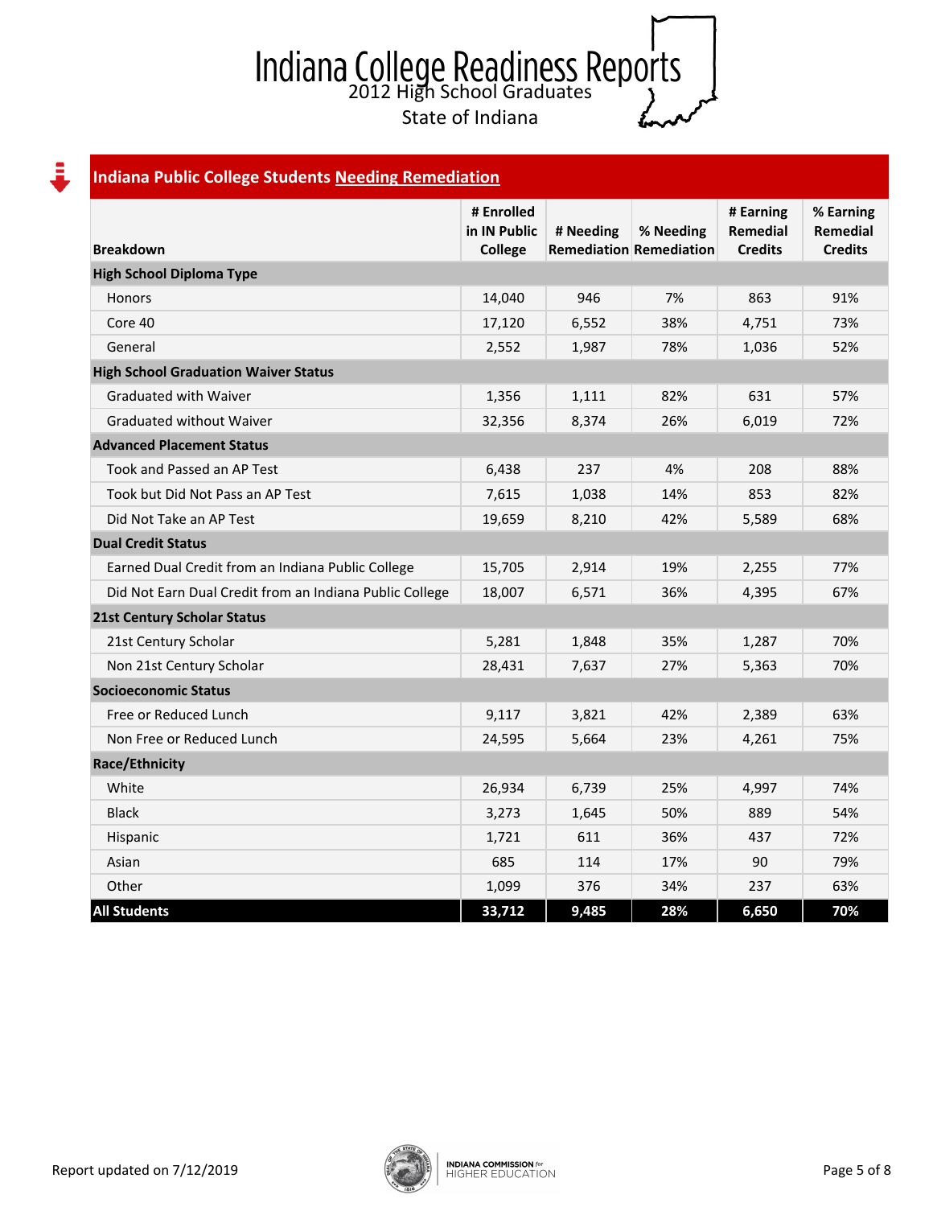# Indiana College Readiness Reports

2012 High School Graduates

State of Indiana

## Indiana Public College Students Needing Remediation

| Breakdown | # Enrolled in IN Public College | # Needing Remediation | % Needing Remediation | # Earning Remedial Credits | % Earning Remedial Credits |
|---|---|---|---|---|---|
| **High School Diploma Type** | | | | | |
| Honors | 14,040 | 946 | 7% | 863 | 91% |
| Core 40 | 17,120 | 6,552 | 38% | 4,751 | 73% |
| General | 2,552 | 1,987 | 78% | 1,036 | 52% |
| **High School Graduation Waiver Status** | | | | | |
| Graduated with Waiver | 1,356 | 1,111 | 82% | 631 | 57% |
| Graduated without Waiver | 32,356 | 8,374 | 26% | 6,019 | 72% |
| **Advanced Placement Status** | | | | | |
| Took and Passed an AP Test | 6,438 | 237 | 4% | 208 | 88% |
| Took but Did Not Pass an AP Test | 7,615 | 1,038 | 14% | 853 | 82% |
| Did Not Take an AP Test | 19,659 | 8,210 | 42% | 5,589 | 68% |
| **Dual Credit Status** | | | | | |
| Earned Dual Credit from an Indiana Public College | 15,705 | 2,914 | 19% | 2,255 | 77% |
| Did Not Earn Dual Credit from an Indiana Public College | 18,007 | 6,571 | 36% | 4,395 | 67% |
| **21st Century Scholar Status** | | | | | |
| 21st Century Scholar | 5,281 | 1,848 | 35% | 1,287 | 70% |
| Non 21st Century Scholar | 28,431 | 7,637 | 27% | 5,363 | 70% |
| **Socioeconomic Status** | | | | | |
| Free or Reduced Lunch | 9,117 | 3,821 | 42% | 2,389 | 63% |
| Non Free or Reduced Lunch | 24,595 | 5,664 | 23% | 4,261 | 75% |
| **Race/Ethnicity** | | | | | |
| White | 26,934 | 6,739 | 25% | 4,997 | 74% |
| Black | 3,273 | 1,645 | 50% | 889 | 54% |
| Hispanic | 1,721 | 611 | 36% | 437 | 72% |
| Asian | 685 | 114 | 17% | 90 | 79% |
| Other | 1,099 | 376 | 34% | 237 | 63% |
| **All Students** | **33,712** | **9,485** | **28%** | **6,650** | **70%** |

Report updated on 7/12/2019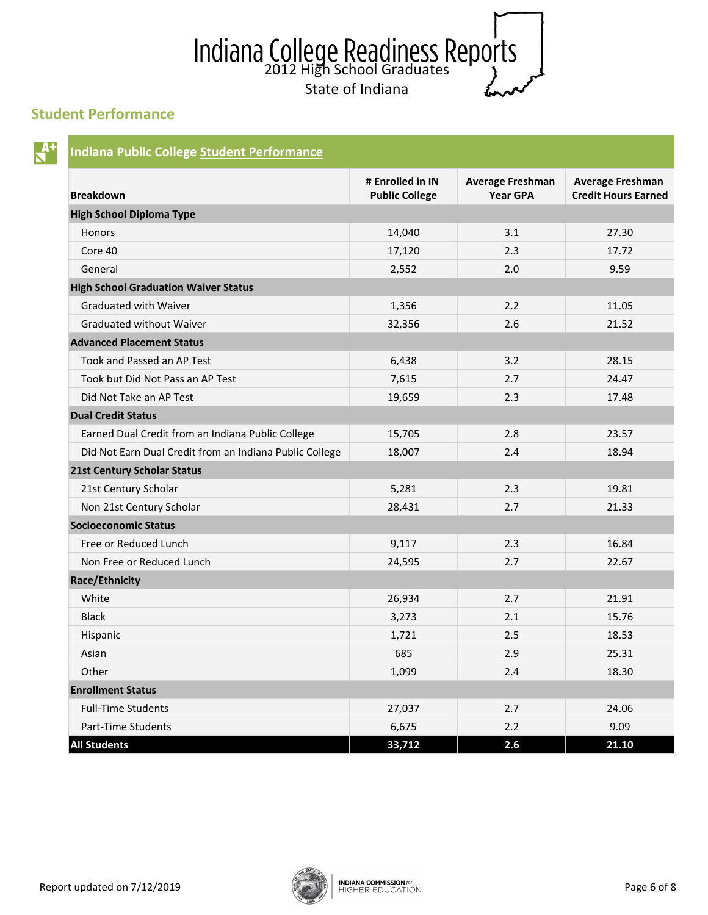# Indiana College Readiness Reports

2012 High School Graduates

State of Indiana

## Student Performance

### Indiana Public College Student Performance

| Breakdown | # Enrolled in IN Public College | Average Freshman Year GPA | Average Freshman Credit Hours Earned |
|---|---|---|---|
| **High School Diploma Type** | | | |
| Honors | 14,040 | 3.1 | 27.30 |
| Core 40 | 17,120 | 2.3 | 17.72 |
| General | 2,552 | 2.0 | 9.59 |
| **High School Graduation Waiver Status** | | | |
| Graduated with Waiver | 1,356 | 2.2 | 11.05 |
| Graduated without Waiver | 32,356 | 2.6 | 21.52 |
| **Advanced Placement Status** | | | |
| Took and Passed an AP Test | 6,438 | 3.2 | 28.15 |
| Took but Did Not Pass an AP Test | 7,615 | 2.7 | 24.47 |
| Did Not Take an AP Test | 19,659 | 2.3 | 17.48 |
| **Dual Credit Status** | | | |
| Earned Dual Credit from an Indiana Public College | 15,705 | 2.8 | 23.57 |
| Did Not Earn Dual Credit from an Indiana Public College | 18,007 | 2.4 | 18.94 |
| **21st Century Scholar Status** | | | |
| 21st Century Scholar | 5,281 | 2.3 | 19.81 |
| Non 21st Century Scholar | 28,431 | 2.7 | 21.33 |
| **Socioeconomic Status** | | | |
| Free or Reduced Lunch | 9,117 | 2.3 | 16.84 |
| Non Free or Reduced Lunch | 24,595 | 2.7 | 22.67 |
| **Race/Ethnicity** | | | |
| White | 26,934 | 2.7 | 21.91 |
| Black | 3,273 | 2.1 | 15.76 |
| Hispanic | 1,721 | 2.5 | 18.53 |
| Asian | 685 | 2.9 | 25.31 |
| Other | 1,099 | 2.4 | 18.30 |
| **Enrollment Status** | | | |
| Full-Time Students | 27,037 | 2.7 | 24.06 |
| Part-Time Students | 6,675 | 2.2 | 9.09 |
| **All Students** | **33,712** | **2.6** | **21.10** |

Report updated on 7/12/2019

INDIANA COMMISSION for HIGHER EDUCATION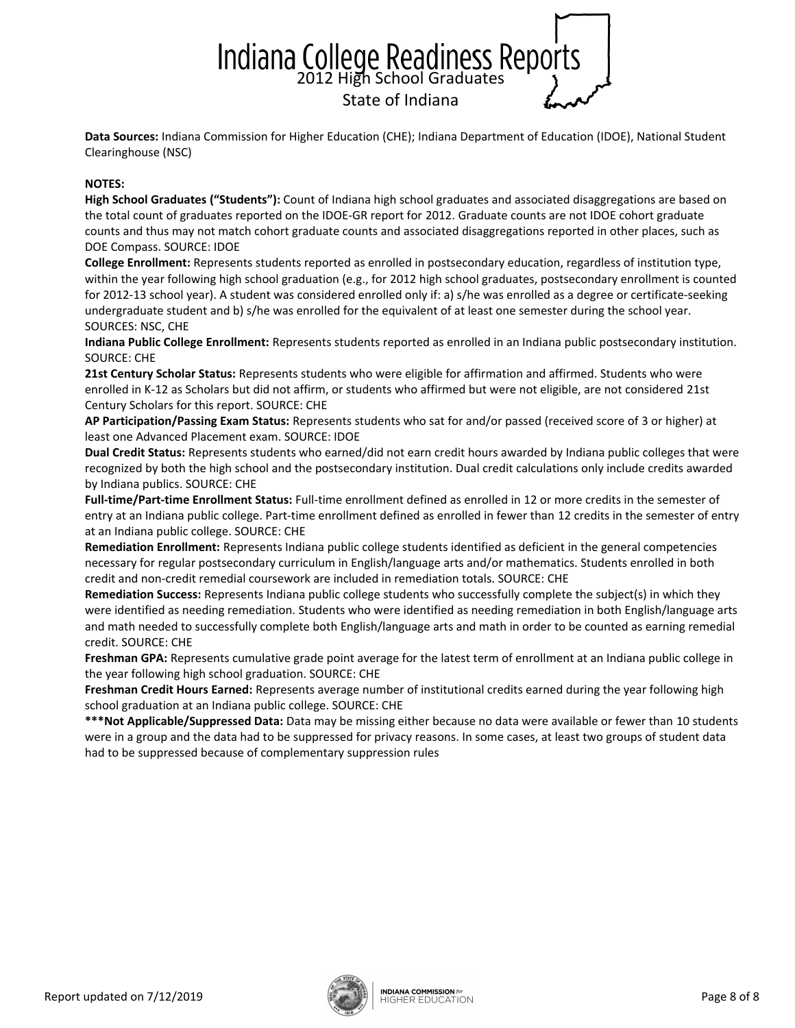# Indiana College Readiness Reports

2012 High School Graduates

State of Indiana

**Data Sources:** Indiana Commission for Higher Education (CHE); Indiana Department of Education (IDOE), National Student Clearinghouse (NSC)

**NOTES:**

**High School Graduates ("Students"):** Count of Indiana high school graduates and associated disaggregations are based on the total count of graduates reported on the IDOE-GR report for 2012. Graduate counts are not IDOE cohort graduate counts and thus may not match cohort graduate counts and associated disaggregations reported in other places, such as DOE Compass. SOURCE: IDOE

**College Enrollment:** Represents students reported as enrolled in postsecondary education, regardless of institution type, within the year following high school graduation (e.g., for 2012 high school graduates, postsecondary enrollment is counted for 2012-13 school year). A student was considered enrolled only if: a) s/he was enrolled as a degree or certificate-seeking undergraduate student and b) s/he was enrolled for the equivalent of at least one semester during the school year. SOURCES: NSC, CHE

**Indiana Public College Enrollment:** Represents students reported as enrolled in an Indiana public postsecondary institution. SOURCE: CHE

**21st Century Scholar Status:** Represents students who were eligible for affirmation and affirmed. Students who were enrolled in K-12 as Scholars but did not affirm, or students who affirmed but were not eligible, are not considered 21st Century Scholars for this report. SOURCE: CHE

**AP Participation/Passing Exam Status:** Represents students who sat for and/or passed (received score of 3 or higher) at least one Advanced Placement exam. SOURCE: IDOE

**Dual Credit Status:** Represents students who earned/did not earn credit hours awarded by Indiana public colleges that were recognized by both the high school and the postsecondary institution. Dual credit calculations only include credits awarded by Indiana publics. SOURCE: CHE

**Full-time/Part-time Enrollment Status:** Full-time enrollment defined as enrolled in 12 or more credits in the semester of entry at an Indiana public college. Part-time enrollment defined as enrolled in fewer than 12 credits in the semester of entry at an Indiana public college. SOURCE: CHE

**Remediation Enrollment:** Represents Indiana public college students identified as deficient in the general competencies necessary for regular postsecondary curriculum in English/language arts and/or mathematics. Students enrolled in both credit and non-credit remedial coursework are included in remediation totals. SOURCE: CHE

**Remediation Success:** Represents Indiana public college students who successfully complete the subject(s) in which they were identified as needing remediation. Students who were identified as needing remediation in both English/language arts and math needed to successfully complete both English/language arts and math in order to be counted as earning remedial credit. SOURCE: CHE

**Freshman GPA:** Represents cumulative grade point average for the latest term of enrollment at an Indiana public college in the year following high school graduation. SOURCE: CHE

**Freshman Credit Hours Earned:** Represents average number of institutional credits earned during the year following high school graduation at an Indiana public college. SOURCE: CHE

**\*\*\*Not Applicable/Suppressed Data:** Data may be missing either because no data were available or fewer than 10 students were in a group and the data had to be suppressed for privacy reasons. In some cases, at least two groups of student data had to be suppressed because of complementary suppression rules

Report updated on 7/12/2019